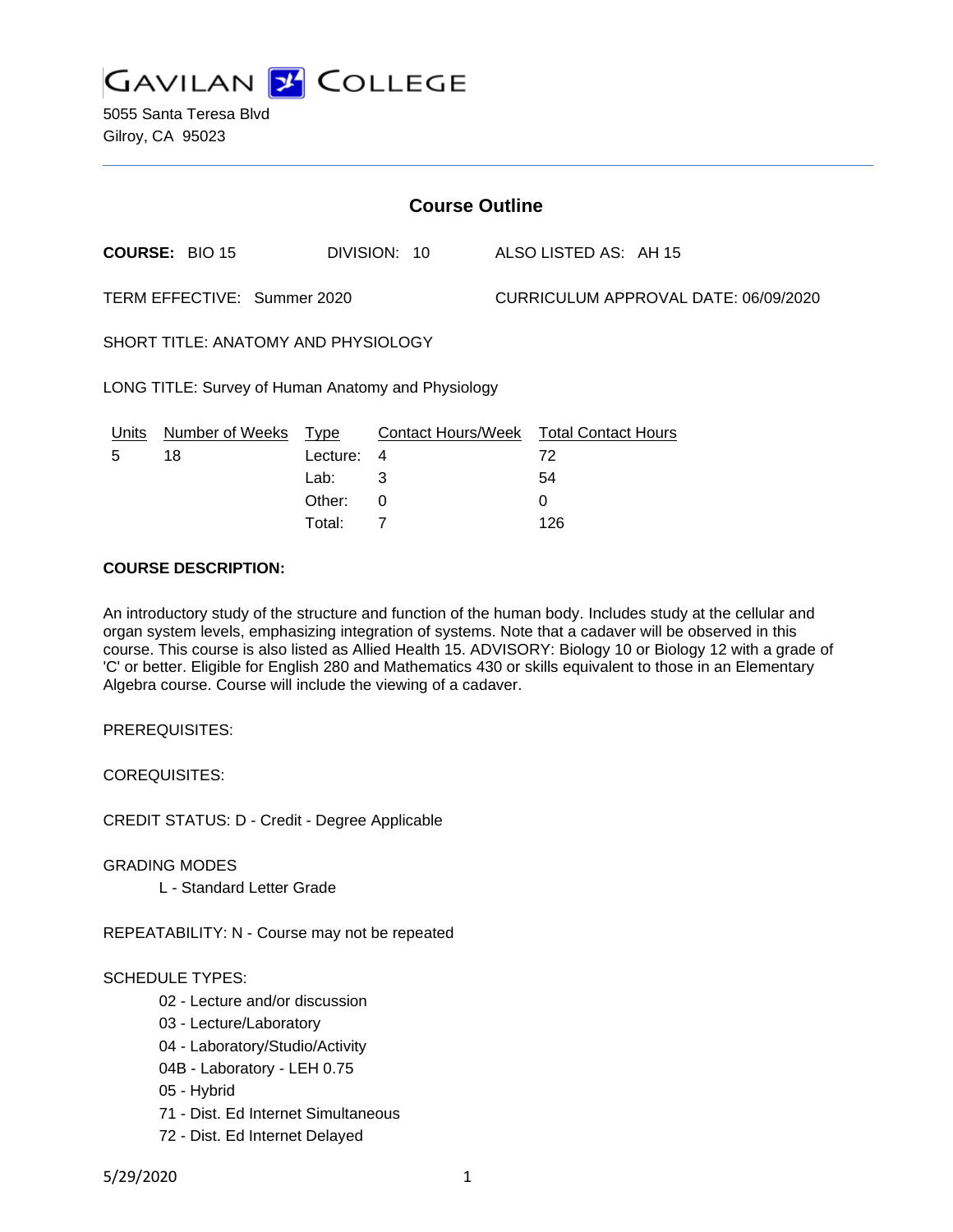# GAVILAN COLLEGE

5055 Santa Teresa Blvd
Gilroy, CA 95023

## Course Outline

**COURSE:** BIO 15 DIVISION: 10 ALSO LISTED AS: AH 15

TERM EFFECTIVE: Summer 2020 CURRICULUM APPROVAL DATE: 06/09/2020

SHORT TITLE: ANATOMY AND PHYSIOLOGY

LONG TITLE: Survey of Human Anatomy and Physiology

| Units | Number of Weeks | Type | Contact Hours/Week | Total Contact Hours |
|---|---|---|---|---|
| 5 | 18 | Lecture: | 4 | 72 |
| | | Lab: | 3 | 54 |
| | | Other: | 0 | 0 |
| | | Total: | 7 | 126 |

**COURSE DESCRIPTION:**

An introductory study of the structure and function of the human body. Includes study at the cellular and organ system levels, emphasizing integration of systems. Note that a cadaver will be observed in this course. This course is also listed as Allied Health 15. ADVISORY: Biology 10 or Biology 12 with a grade of 'C' or better. Eligible for English 280 and Mathematics 430 or skills equivalent to those in an Elementary Algebra course. Course will include the viewing of a cadaver.

PREREQUISITES:

COREQUISITES:

CREDIT STATUS: D - Credit - Degree Applicable

GRADING MODES

L - Standard Letter Grade

REPEATABILITY: N - Course may not be repeated

SCHEDULE TYPES:

02 - Lecture and/or discussion
03 - Lecture/Laboratory
04 - Laboratory/Studio/Activity
04B - Laboratory - LEH 0.75
05 - Hybrid
71 - Dist. Ed Internet Simultaneous
72 - Dist. Ed Internet Delayed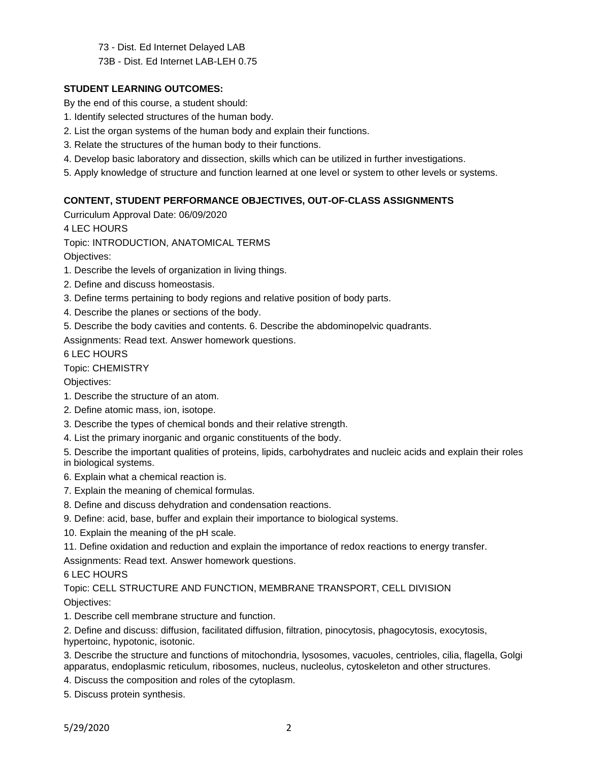73 - Dist. Ed Internet Delayed LAB

73B - Dist. Ed Internet LAB-LEH 0.75

**STUDENT LEARNING OUTCOMES:**

By the end of this course, a student should:

1. Identify selected structures of the human body.
2. List the organ systems of the human body and explain their functions.
3. Relate the structures of the human body to their functions.
4. Develop basic laboratory and dissection, skills which can be utilized in further investigations.
5. Apply knowledge of structure and function learned at one level or system to other levels or systems.

**CONTENT, STUDENT PERFORMANCE OBJECTIVES, OUT-OF-CLASS ASSIGNMENTS**

Curriculum Approval Date: 06/09/2020

4 LEC HOURS

Topic: INTRODUCTION, ANATOMICAL TERMS

Objectives:

1. Describe the levels of organization in living things.
2. Define and discuss homeostasis.
3. Define terms pertaining to body regions and relative position of body parts.
4. Describe the planes or sections of the body.
5. Describe the body cavities and contents. 6. Describe the abdominopelvic quadrants.

Assignments: Read text. Answer homework questions.

6 LEC HOURS

Topic: CHEMISTRY

Objectives:

1. Describe the structure of an atom.
2. Define atomic mass, ion, isotope.
3. Describe the types of chemical bonds and their relative strength.
4. List the primary inorganic and organic constituents of the body.
5. Describe the important qualities of proteins, lipids, carbohydrates and nucleic acids and explain their roles in biological systems.
6. Explain what a chemical reaction is.
7. Explain the meaning of chemical formulas.
8. Define and discuss dehydration and condensation reactions.
9. Define: acid, base, buffer and explain their importance to biological systems.
10. Explain the meaning of the pH scale.
11. Define oxidation and reduction and explain the importance of redox reactions to energy transfer.

Assignments: Read text. Answer homework questions.

6 LEC HOURS

Topic: CELL STRUCTURE AND FUNCTION, MEMBRANE TRANSPORT, CELL DIVISION

Objectives:

1. Describe cell membrane structure and function.
2. Define and discuss: diffusion, facilitated diffusion, filtration, pinocytosis, phagocytosis, exocytosis, hypertoinc, hypotonic, isotonic.
3. Describe the structure and functions of mitochondria, lysosomes, vacuoles, centrioles, cilia, flagella, Golgi apparatus, endoplasmic reticulum, ribosomes, nucleus, nucleolus, cytoskeleton and other structures.
4. Discuss the composition and roles of the cytoplasm.
5. Discuss protein synthesis.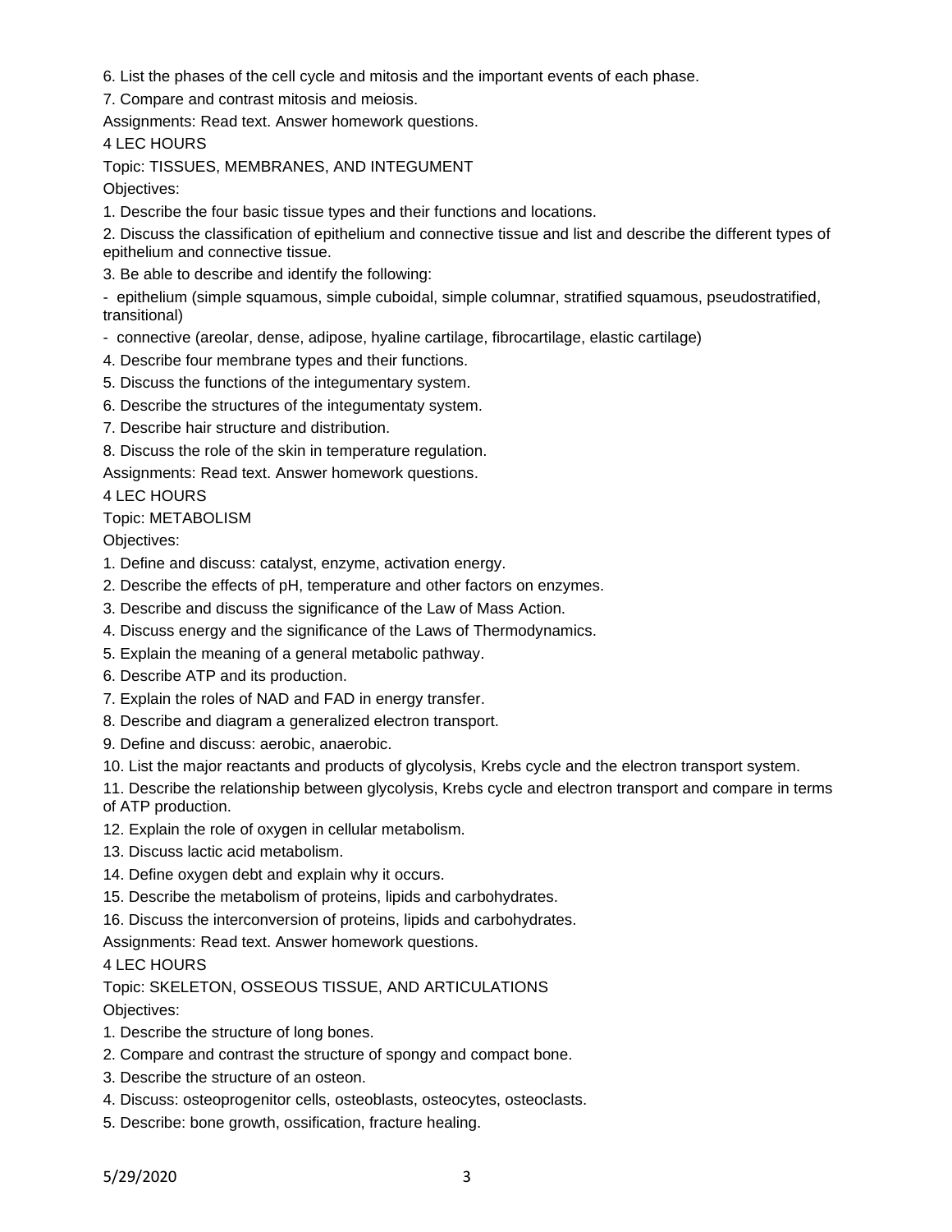6. List the phases of the cell cycle and mitosis and the important events of each phase.

7. Compare and contrast mitosis and meiosis.

Assignments: Read text. Answer homework questions.

4 LEC HOURS

Topic: TISSUES, MEMBRANES, AND INTEGUMENT

Objectives:

1. Describe the four basic tissue types and their functions and locations.
2. Discuss the classification of epithelium and connective tissue and list and describe the different types of epithelium and connective tissue.
3. Be able to describe and identify the following:
   - epithelium (simple squamous, simple cuboidal, simple columnar, stratified squamous, pseudostratified, transitional)
   - connective (areolar, dense, adipose, hyaline cartilage, fibrocartilage, elastic cartilage)
4. Describe four membrane types and their functions.
5. Discuss the functions of the integumentary system.
6. Describe the structures of the integumentaty system.
7. Describe hair structure and distribution.
8. Discuss the role of the skin in temperature regulation.

Assignments: Read text. Answer homework questions.

4 LEC HOURS

Topic: METABOLISM

Objectives:

1. Define and discuss: catalyst, enzyme, activation energy.
2. Describe the effects of pH, temperature and other factors on enzymes.
3. Describe and discuss the significance of the Law of Mass Action.
4. Discuss energy and the significance of the Laws of Thermodynamics.
5. Explain the meaning of a general metabolic pathway.
6. Describe ATP and its production.
7. Explain the roles of NAD and FAD in energy transfer.
8. Describe and diagram a generalized electron transport.
9. Define and discuss: aerobic, anaerobic.
10. List the major reactants and products of glycolysis, Krebs cycle and the electron transport system.
11. Describe the relationship between glycolysis, Krebs cycle and electron transport and compare in terms of ATP production.
12. Explain the role of oxygen in cellular metabolism.
13. Discuss lactic acid metabolism.
14. Define oxygen debt and explain why it occurs.
15. Describe the metabolism of proteins, lipids and carbohydrates.
16. Discuss the interconversion of proteins, lipids and carbohydrates.

Assignments: Read text. Answer homework questions.

4 LEC HOURS

Topic: SKELETON, OSSEOUS TISSUE, AND ARTICULATIONS

Objectives:

1. Describe the structure of long bones.
2. Compare and contrast the structure of spongy and compact bone.
3. Describe the structure of an osteon.
4. Discuss: osteoprogenitor cells, osteoblasts, osteocytes, osteoclasts.
5. Describe: bone growth, ossification, fracture healing.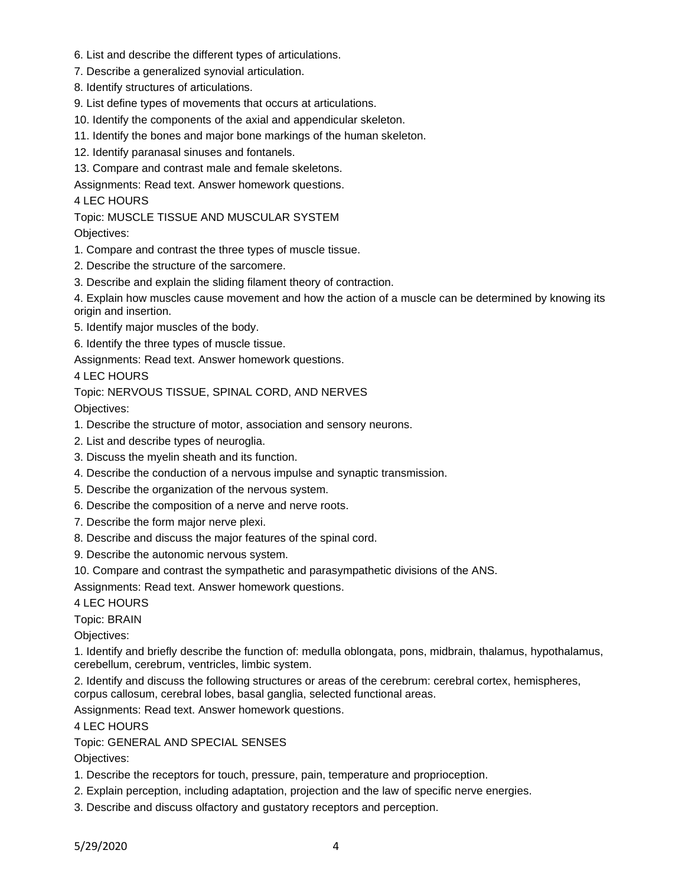6. List and describe the different types of articulations.
7. Describe a generalized synovial articulation.
8. Identify structures of articulations.
9. List define types of movements that occurs at articulations.
10. Identify the components of the axial and appendicular skeleton.
11. Identify the bones and major bone markings of the human skeleton.
12. Identify paranasal sinuses and fontanels.
13. Compare and contrast male and female skeletons.

Assignments: Read text. Answer homework questions.

4 LEC HOURS

Topic: MUSCLE TISSUE AND MUSCULAR SYSTEM

Objectives:

1. Compare and contrast the three types of muscle tissue.
2. Describe the structure of the sarcomere.
3. Describe and explain the sliding filament theory of contraction.
4. Explain how muscles cause movement and how the action of a muscle can be determined by knowing its origin and insertion.
5. Identify major muscles of the body.
6. Identify the three types of muscle tissue.

Assignments: Read text. Answer homework questions.

4 LEC HOURS

Topic: NERVOUS TISSUE, SPINAL CORD, AND NERVES

Objectives:

1. Describe the structure of motor, association and sensory neurons.
2. List and describe types of neuroglia.
3. Discuss the myelin sheath and its function.
4. Describe the conduction of a nervous impulse and synaptic transmission.
5. Describe the organization of the nervous system.
6. Describe the composition of a nerve and nerve roots.
7. Describe the form major nerve plexi.
8. Describe and discuss the major features of the spinal cord.
9. Describe the autonomic nervous system.
10. Compare and contrast the sympathetic and parasympathetic divisions of the ANS.

Assignments: Read text. Answer homework questions.

4 LEC HOURS

Topic: BRAIN

Objectives:

1. Identify and briefly describe the function of: medulla oblongata, pons, midbrain, thalamus, hypothalamus, cerebellum, cerebrum, ventricles, limbic system.
2. Identify and discuss the following structures or areas of the cerebrum: cerebral cortex, hemispheres, corpus callosum, cerebral lobes, basal ganglia, selected functional areas.

Assignments: Read text. Answer homework questions.

4 LEC HOURS

Topic: GENERAL AND SPECIAL SENSES

Objectives:

1. Describe the receptors for touch, pressure, pain, temperature and proprioception.
2. Explain perception, including adaptation, projection and the law of specific nerve energies.
3. Describe and discuss olfactory and gustatory receptors and perception.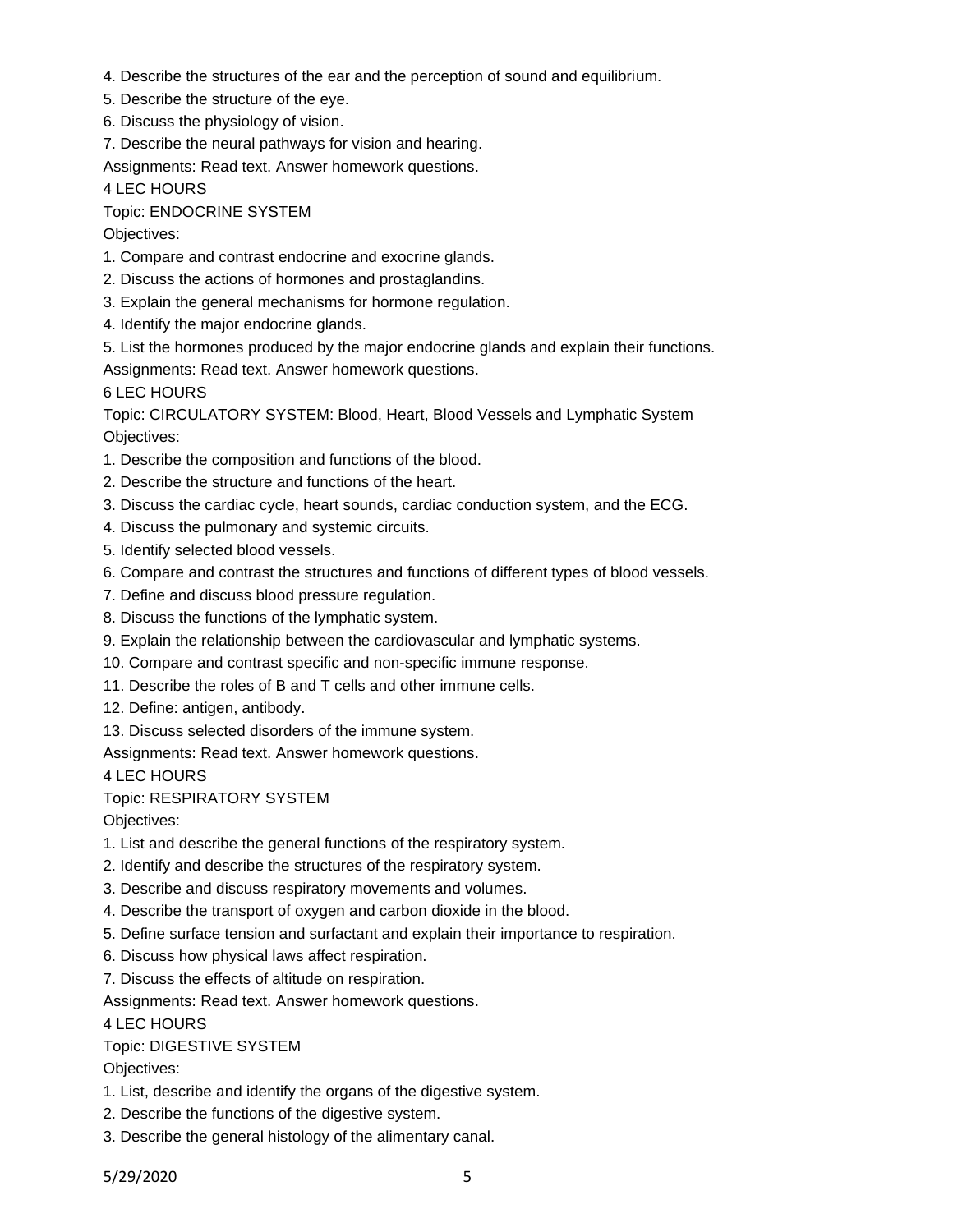4. Describe the structures of the ear and the perception of sound and equilibrium.
5. Describe the structure of the eye.
6. Discuss the physiology of vision.
7. Describe the neural pathways for vision and hearing.

Assignments: Read text. Answer homework questions.

4 LEC HOURS

Topic: ENDOCRINE SYSTEM

Objectives:

1. Compare and contrast endocrine and exocrine glands.
2. Discuss the actions of hormones and prostaglandins.
3. Explain the general mechanisms for hormone regulation.
4. Identify the major endocrine glands.
5. List the hormones produced by the major endocrine glands and explain their functions.

Assignments: Read text. Answer homework questions.

6 LEC HOURS

Topic: CIRCULATORY SYSTEM: Blood, Heart, Blood Vessels and Lymphatic System

Objectives:

1. Describe the composition and functions of the blood.
2. Describe the structure and functions of the heart.
3. Discuss the cardiac cycle, heart sounds, cardiac conduction system, and the ECG.
4. Discuss the pulmonary and systemic circuits.
5. Identify selected blood vessels.
6. Compare and contrast the structures and functions of different types of blood vessels.
7. Define and discuss blood pressure regulation.
8. Discuss the functions of the lymphatic system.
9. Explain the relationship between the cardiovascular and lymphatic systems.
10. Compare and contrast specific and non-specific immune response.
11. Describe the roles of B and T cells and other immune cells.
12. Define: antigen, antibody.
13. Discuss selected disorders of the immune system.

Assignments: Read text. Answer homework questions.

4 LEC HOURS

Topic: RESPIRATORY SYSTEM

Objectives:

1. List and describe the general functions of the respiratory system.
2. Identify and describe the structures of the respiratory system.
3. Describe and discuss respiratory movements and volumes.
4. Describe the transport of oxygen and carbon dioxide in the blood.
5. Define surface tension and surfactant and explain their importance to respiration.
6. Discuss how physical laws affect respiration.
7. Discuss the effects of altitude on respiration.

Assignments: Read text. Answer homework questions.

4 LEC HOURS

Topic: DIGESTIVE SYSTEM

Objectives:

1. List, describe and identify the organs of the digestive system.
2. Describe the functions of the digestive system.
3. Describe the general histology of the alimentary canal.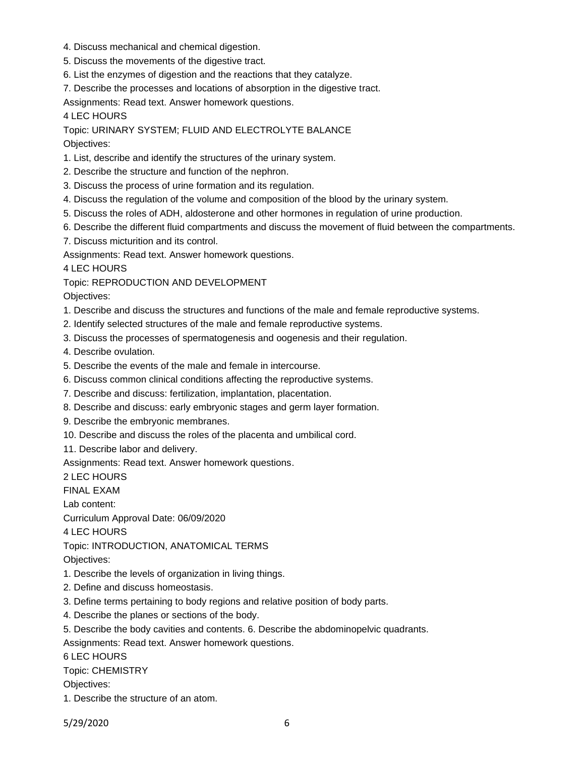4. Discuss mechanical and chemical digestion.
5. Discuss the movements of the digestive tract.
6. List the enzymes of digestion and the reactions that they catalyze.
7. Describe the processes and locations of absorption in the digestive tract.

Assignments: Read text. Answer homework questions.

4 LEC HOURS

Topic: URINARY SYSTEM; FLUID AND ELECTROLYTE BALANCE

Objectives:

1. List, describe and identify the structures of the urinary system.
2. Describe the structure and function of the nephron.
3. Discuss the process of urine formation and its regulation.
4. Discuss the regulation of the volume and composition of the blood by the urinary system.
5. Discuss the roles of ADH, aldosterone and other hormones in regulation of urine production.
6. Describe the different fluid compartments and discuss the movement of fluid between the compartments.
7. Discuss micturition and its control.

Assignments: Read text. Answer homework questions.

4 LEC HOURS

Topic: REPRODUCTION AND DEVELOPMENT

Objectives:

1. Describe and discuss the structures and functions of the male and female reproductive systems.
2. Identify selected structures of the male and female reproductive systems.
3. Discuss the processes of spermatogenesis and oogenesis and their regulation.
4. Describe ovulation.
5. Describe the events of the male and female in intercourse.
6. Discuss common clinical conditions affecting the reproductive systems.
7. Describe and discuss: fertilization, implantation, placentation.
8. Describe and discuss: early embryonic stages and germ layer formation.
9. Describe the embryonic membranes.
10. Describe and discuss the roles of the placenta and umbilical cord.
11. Describe labor and delivery.

Assignments: Read text. Answer homework questions.

2 LEC HOURS

FINAL EXAM

Lab content:

Curriculum Approval Date: 06/09/2020

4 LEC HOURS

Topic: INTRODUCTION, ANATOMICAL TERMS

Objectives:

1. Describe the levels of organization in living things.
2. Define and discuss homeostasis.
3. Define terms pertaining to body regions and relative position of body parts.
4. Describe the planes or sections of the body.
5. Describe the body cavities and contents. 6. Describe the abdominopelvic quadrants.

Assignments: Read text. Answer homework questions.

6 LEC HOURS

Topic: CHEMISTRY

Objectives:

1. Describe the structure of an atom.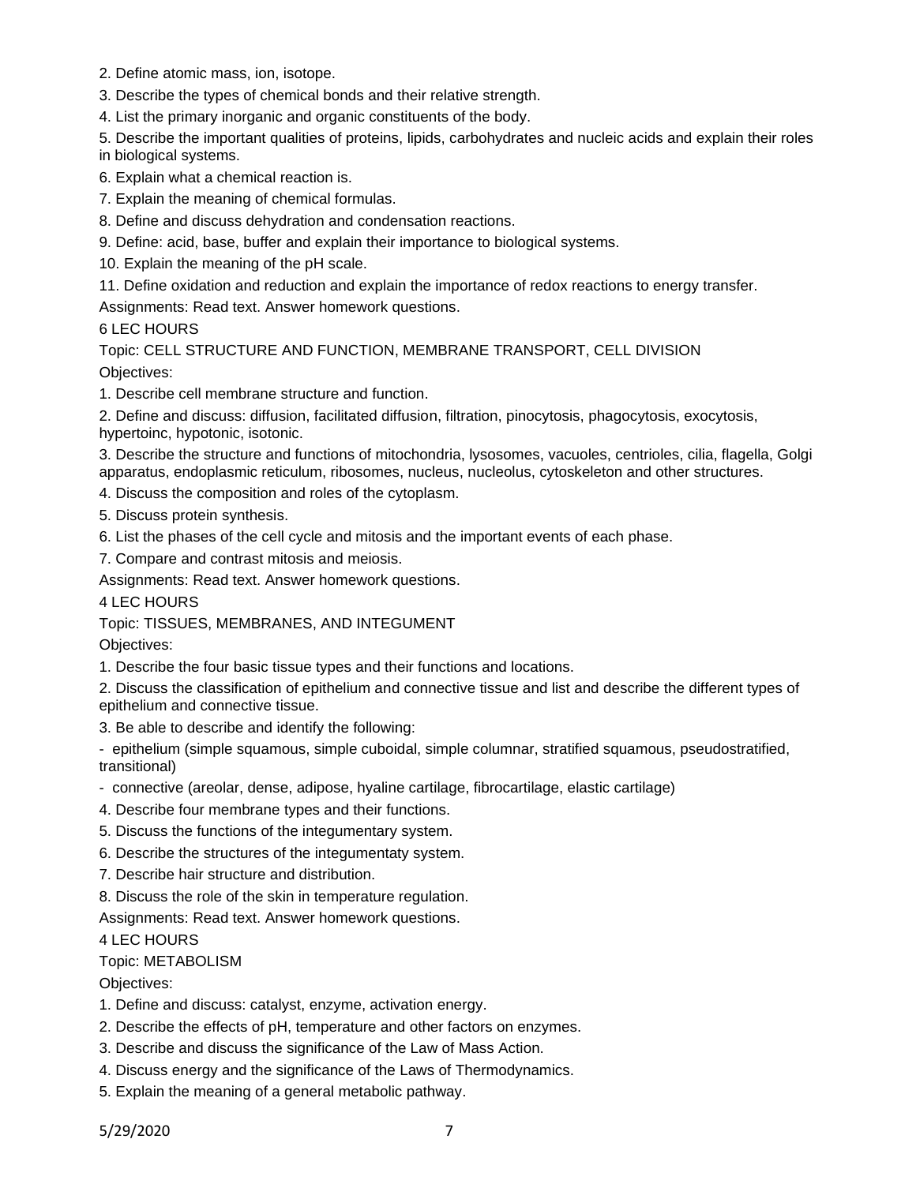2. Define atomic mass, ion, isotope.

3. Describe the types of chemical bonds and their relative strength.

4. List the primary inorganic and organic constituents of the body.

5. Describe the important qualities of proteins, lipids, carbohydrates and nucleic acids and explain their roles in biological systems.

6. Explain what a chemical reaction is.

7. Explain the meaning of chemical formulas.

8. Define and discuss dehydration and condensation reactions.

9. Define: acid, base, buffer and explain their importance to biological systems.

10. Explain the meaning of the pH scale.

11. Define oxidation and reduction and explain the importance of redox reactions to energy transfer.

Assignments: Read text. Answer homework questions.

6 LEC HOURS

Topic: CELL STRUCTURE AND FUNCTION, MEMBRANE TRANSPORT, CELL DIVISION

Objectives:

1. Describe cell membrane structure and function.

2. Define and discuss: diffusion, facilitated diffusion, filtration, pinocytosis, phagocytosis, exocytosis, hypertoinc, hypotonic, isotonic.

3. Describe the structure and functions of mitochondria, lysosomes, vacuoles, centrioles, cilia, flagella, Golgi apparatus, endoplasmic reticulum, ribosomes, nucleus, nucleolus, cytoskeleton and other structures.

4. Discuss the composition and roles of the cytoplasm.

5. Discuss protein synthesis.

6. List the phases of the cell cycle and mitosis and the important events of each phase.

7. Compare and contrast mitosis and meiosis.

Assignments: Read text. Answer homework questions.

4 LEC HOURS

Topic: TISSUES, MEMBRANES, AND INTEGUMENT

Objectives:

1. Describe the four basic tissue types and their functions and locations.

2. Discuss the classification of epithelium and connective tissue and list and describe the different types of epithelium and connective tissue.

3. Be able to describe and identify the following:

- epithelium (simple squamous, simple cuboidal, simple columnar, stratified squamous, pseudostratified, transitional)
- connective (areolar, dense, adipose, hyaline cartilage, fibrocartilage, elastic cartilage)

4. Describe four membrane types and their functions.

5. Discuss the functions of the integumentary system.

6. Describe the structures of the integumentaty system.

7. Describe hair structure and distribution.

8. Discuss the role of the skin in temperature regulation.

Assignments: Read text. Answer homework questions.

4 LEC HOURS

Topic: METABOLISM

Objectives:

1. Define and discuss: catalyst, enzyme, activation energy.

2. Describe the effects of pH, temperature and other factors on enzymes.

3. Describe and discuss the significance of the Law of Mass Action.

4. Discuss energy and the significance of the Laws of Thermodynamics.

5. Explain the meaning of a general metabolic pathway.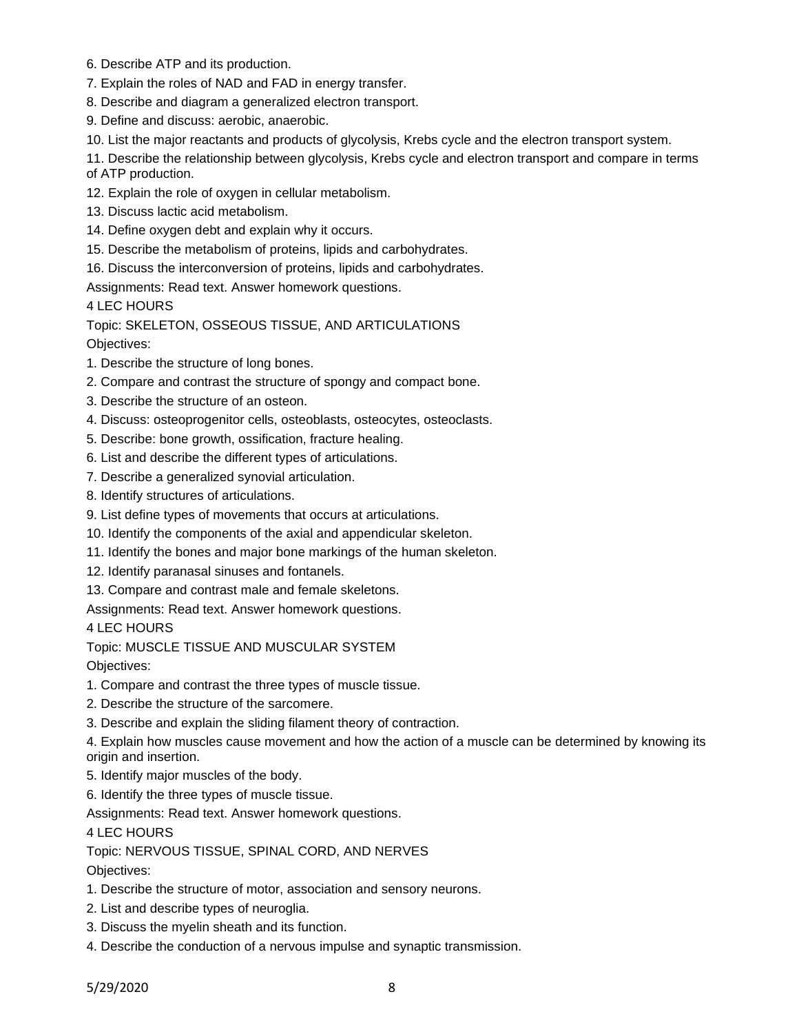6. Describe ATP and its production.
7. Explain the roles of NAD and FAD in energy transfer.
8. Describe and diagram a generalized electron transport.
9. Define and discuss: aerobic, anaerobic.
10. List the major reactants and products of glycolysis, Krebs cycle and the electron transport system.
11. Describe the relationship between glycolysis, Krebs cycle and electron transport and compare in terms of ATP production.
12. Explain the role of oxygen in cellular metabolism.
13. Discuss lactic acid metabolism.
14. Define oxygen debt and explain why it occurs.
15. Describe the metabolism of proteins, lipids and carbohydrates.
16. Discuss the interconversion of proteins, lipids and carbohydrates.

Assignments: Read text. Answer homework questions.

4 LEC HOURS

Topic: SKELETON, OSSEOUS TISSUE, AND ARTICULATIONS

Objectives:

1. Describe the structure of long bones.
2. Compare and contrast the structure of spongy and compact bone.
3. Describe the structure of an osteon.
4. Discuss: osteoprogenitor cells, osteoblasts, osteocytes, osteoclasts.
5. Describe: bone growth, ossification, fracture healing.
6. List and describe the different types of articulations.
7. Describe a generalized synovial articulation.
8. Identify structures of articulations.
9. List define types of movements that occurs at articulations.
10. Identify the components of the axial and appendicular skeleton.
11. Identify the bones and major bone markings of the human skeleton.
12. Identify paranasal sinuses and fontanels.
13. Compare and contrast male and female skeletons.

Assignments: Read text. Answer homework questions.

4 LEC HOURS

Topic: MUSCLE TISSUE AND MUSCULAR SYSTEM

Objectives:

1. Compare and contrast the three types of muscle tissue.
2. Describe the structure of the sarcomere.
3. Describe and explain the sliding filament theory of contraction.
4. Explain how muscles cause movement and how the action of a muscle can be determined by knowing its origin and insertion.
5. Identify major muscles of the body.
6. Identify the three types of muscle tissue.

Assignments: Read text. Answer homework questions.

4 LEC HOURS

Topic: NERVOUS TISSUE, SPINAL CORD, AND NERVES

Objectives:

1. Describe the structure of motor, association and sensory neurons.
2. List and describe types of neuroglia.
3. Discuss the myelin sheath and its function.
4. Describe the conduction of a nervous impulse and synaptic transmission.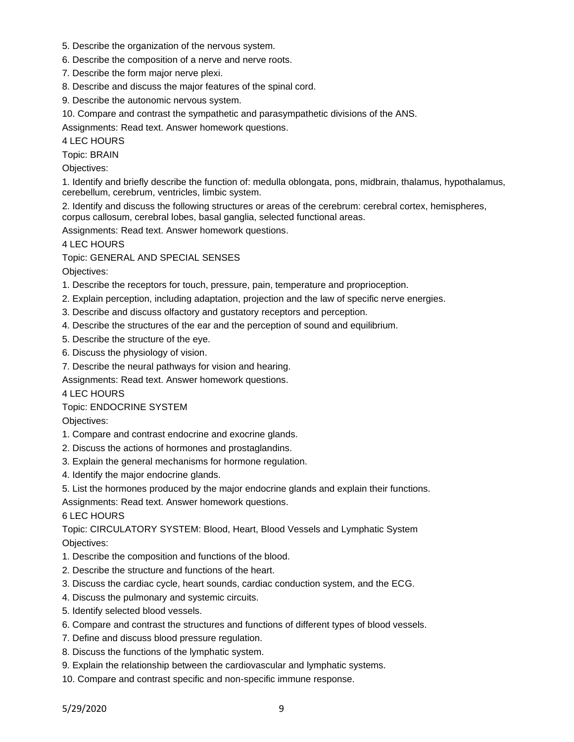5. Describe the organization of the nervous system.

6. Describe the composition of a nerve and nerve roots.

7. Describe the form major nerve plexi.

8. Describe and discuss the major features of the spinal cord.

9. Describe the autonomic nervous system.

10. Compare and contrast the sympathetic and parasympathetic divisions of the ANS.

Assignments: Read text. Answer homework questions.

4 LEC HOURS

Topic: BRAIN

Objectives:

1. Identify and briefly describe the function of: medulla oblongata, pons, midbrain, thalamus, hypothalamus, cerebellum, cerebrum, ventricles, limbic system.

2. Identify and discuss the following structures or areas of the cerebrum: cerebral cortex, hemispheres, corpus callosum, cerebral lobes, basal ganglia, selected functional areas.

Assignments: Read text. Answer homework questions.

4 LEC HOURS

Topic: GENERAL AND SPECIAL SENSES

Objectives:

1. Describe the receptors for touch, pressure, pain, temperature and proprioception.

2. Explain perception, including adaptation, projection and the law of specific nerve energies.

3. Describe and discuss olfactory and gustatory receptors and perception.

4. Describe the structures of the ear and the perception of sound and equilibrium.

5. Describe the structure of the eye.

6. Discuss the physiology of vision.

7. Describe the neural pathways for vision and hearing.

Assignments: Read text. Answer homework questions.

4 LEC HOURS

Topic: ENDOCRINE SYSTEM

Objectives:

1. Compare and contrast endocrine and exocrine glands.

2. Discuss the actions of hormones and prostaglandins.

3. Explain the general mechanisms for hormone regulation.

4. Identify the major endocrine glands.

5. List the hormones produced by the major endocrine glands and explain their functions.

Assignments: Read text. Answer homework questions.

6 LEC HOURS

Topic: CIRCULATORY SYSTEM: Blood, Heart, Blood Vessels and Lymphatic System

Objectives:

1. Describe the composition and functions of the blood.

2. Describe the structure and functions of the heart.

3. Discuss the cardiac cycle, heart sounds, cardiac conduction system, and the ECG.

4. Discuss the pulmonary and systemic circuits.

5. Identify selected blood vessels.

6. Compare and contrast the structures and functions of different types of blood vessels.

7. Define and discuss blood pressure regulation.

8. Discuss the functions of the lymphatic system.

9. Explain the relationship between the cardiovascular and lymphatic systems.

10. Compare and contrast specific and non-specific immune response.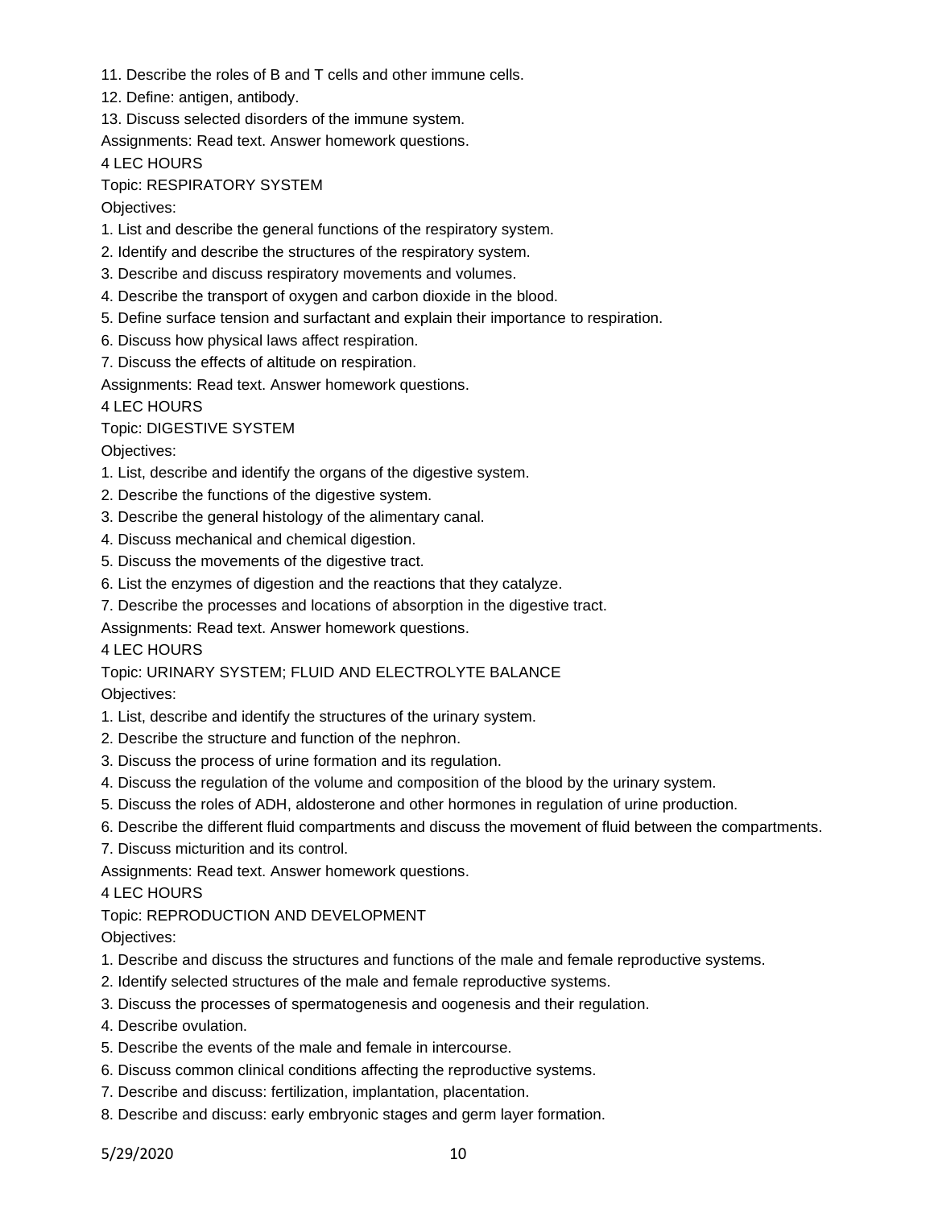11. Describe the roles of B and T cells and other immune cells.
12. Define: antigen, antibody.
13. Discuss selected disorders of the immune system.

Assignments: Read text. Answer homework questions.

4 LEC HOURS

Topic: RESPIRATORY SYSTEM

Objectives:

1. List and describe the general functions of the respiratory system.
2. Identify and describe the structures of the respiratory system.
3. Describe and discuss respiratory movements and volumes.
4. Describe the transport of oxygen and carbon dioxide in the blood.
5. Define surface tension and surfactant and explain their importance to respiration.
6. Discuss how physical laws affect respiration.
7. Discuss the effects of altitude on respiration.

Assignments: Read text. Answer homework questions.

4 LEC HOURS

Topic: DIGESTIVE SYSTEM

Objectives:

1. List, describe and identify the organs of the digestive system.
2. Describe the functions of the digestive system.
3. Describe the general histology of the alimentary canal.
4. Discuss mechanical and chemical digestion.
5. Discuss the movements of the digestive tract.
6. List the enzymes of digestion and the reactions that they catalyze.
7. Describe the processes and locations of absorption in the digestive tract.

Assignments: Read text. Answer homework questions.

4 LEC HOURS

Topic: URINARY SYSTEM; FLUID AND ELECTROLYTE BALANCE

Objectives:

1. List, describe and identify the structures of the urinary system.
2. Describe the structure and function of the nephron.
3. Discuss the process of urine formation and its regulation.
4. Discuss the regulation of the volume and composition of the blood by the urinary system.
5. Discuss the roles of ADH, aldosterone and other hormones in regulation of urine production.
6. Describe the different fluid compartments and discuss the movement of fluid between the compartments.
7. Discuss micturition and its control.

Assignments: Read text. Answer homework questions.

4 LEC HOURS

Topic: REPRODUCTION AND DEVELOPMENT

Objectives:

1. Describe and discuss the structures and functions of the male and female reproductive systems.
2. Identify selected structures of the male and female reproductive systems.
3. Discuss the processes of spermatogenesis and oogenesis and their regulation.
4. Describe ovulation.
5. Describe the events of the male and female in intercourse.
6. Discuss common clinical conditions affecting the reproductive systems.
7. Describe and discuss: fertilization, implantation, placentation.
8. Describe and discuss: early embryonic stages and germ layer formation.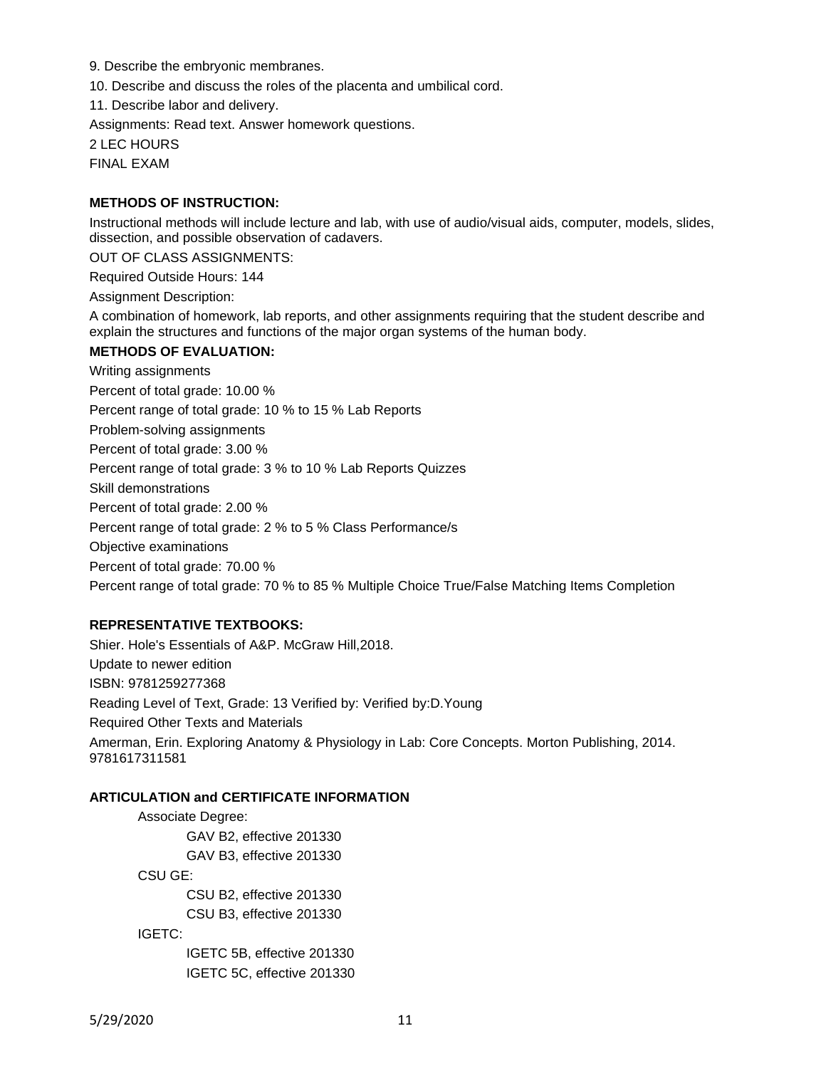9. Describe the embryonic membranes.

10. Describe and discuss the roles of the placenta and umbilical cord.

11. Describe labor and delivery.

Assignments: Read text. Answer homework questions.

2 LEC HOURS

FINAL EXAM

**METHODS OF INSTRUCTION:**

Instructional methods will include lecture and lab, with use of audio/visual aids, computer, models, slides, dissection, and possible observation of cadavers.

OUT OF CLASS ASSIGNMENTS:

Required Outside Hours: 144

Assignment Description:

A combination of homework, lab reports, and other assignments requiring that the student describe and explain the structures and functions of the major organ systems of the human body.

**METHODS OF EVALUATION:**

Writing assignments

Percent of total grade: 10.00 %

Percent range of total grade: 10 % to 15 % Lab Reports

Problem-solving assignments

Percent of total grade: 3.00 %

Percent range of total grade: 3 % to 10 % Lab Reports Quizzes

Skill demonstrations

Percent of total grade: 2.00 %

Percent range of total grade: 2 % to 5 % Class Performance/s

Objective examinations

Percent of total grade: 70.00 %

Percent range of total grade: 70 % to 85 % Multiple Choice True/False Matching Items Completion

**REPRESENTATIVE TEXTBOOKS:**

Shier. Hole's Essentials of A&P. McGraw Hill,2018.

Update to newer edition

ISBN: 9781259277368

Reading Level of Text, Grade: 13 Verified by: Verified by:D.Young

Required Other Texts and Materials

Amerman, Erin. Exploring Anatomy & Physiology in Lab: Core Concepts. Morton Publishing, 2014. 9781617311581

**ARTICULATION and CERTIFICATE INFORMATION**

Associate Degree:

- GAV B2, effective 201330
- GAV B3, effective 201330

CSU GE:

- CSU B2, effective 201330
- CSU B3, effective 201330

IGETC:

- IGETC 5B, effective 201330
- IGETC 5C, effective 201330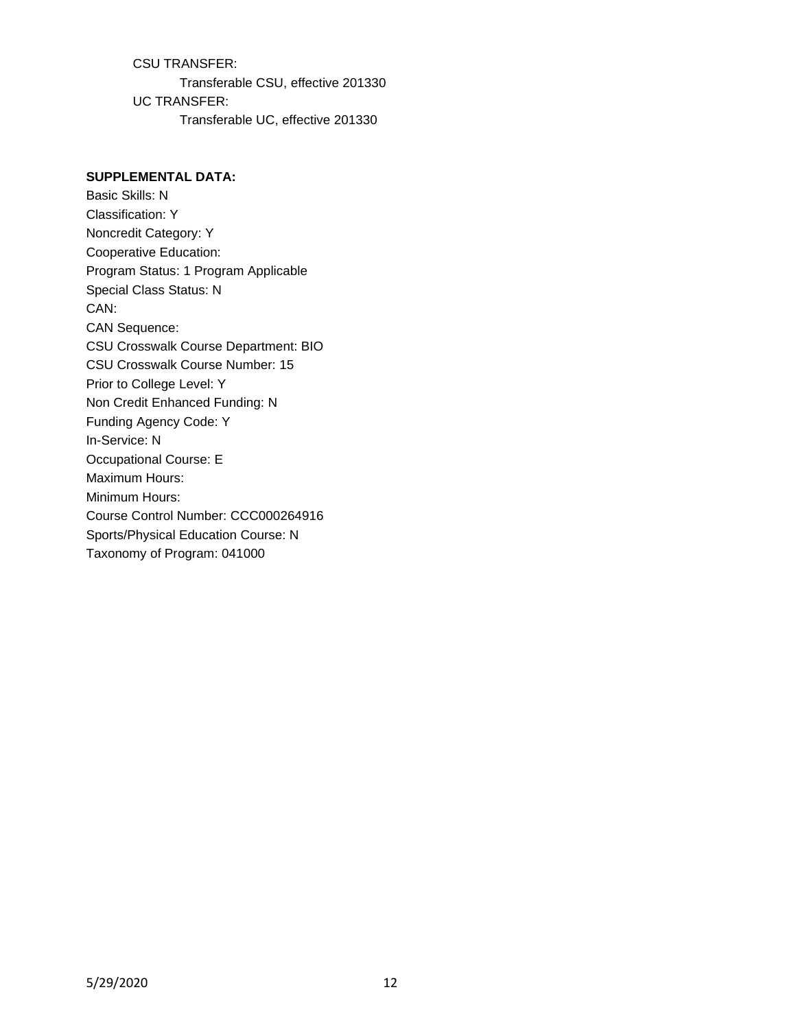CSU TRANSFER:

Transferable CSU, effective 201330

UC TRANSFER:

Transferable UC, effective 201330

**SUPPLEMENTAL DATA:**

Basic Skills: N
Classification: Y
Noncredit Category: Y
Cooperative Education:
Program Status: 1 Program Applicable
Special Class Status: N
CAN:
CAN Sequence:
CSU Crosswalk Course Department: BIO
CSU Crosswalk Course Number: 15
Prior to College Level: Y
Non Credit Enhanced Funding: N
Funding Agency Code: Y
In-Service: N
Occupational Course: E
Maximum Hours:
Minimum Hours:
Course Control Number: CCC000264916
Sports/Physical Education Course: N
Taxonomy of Program: 041000